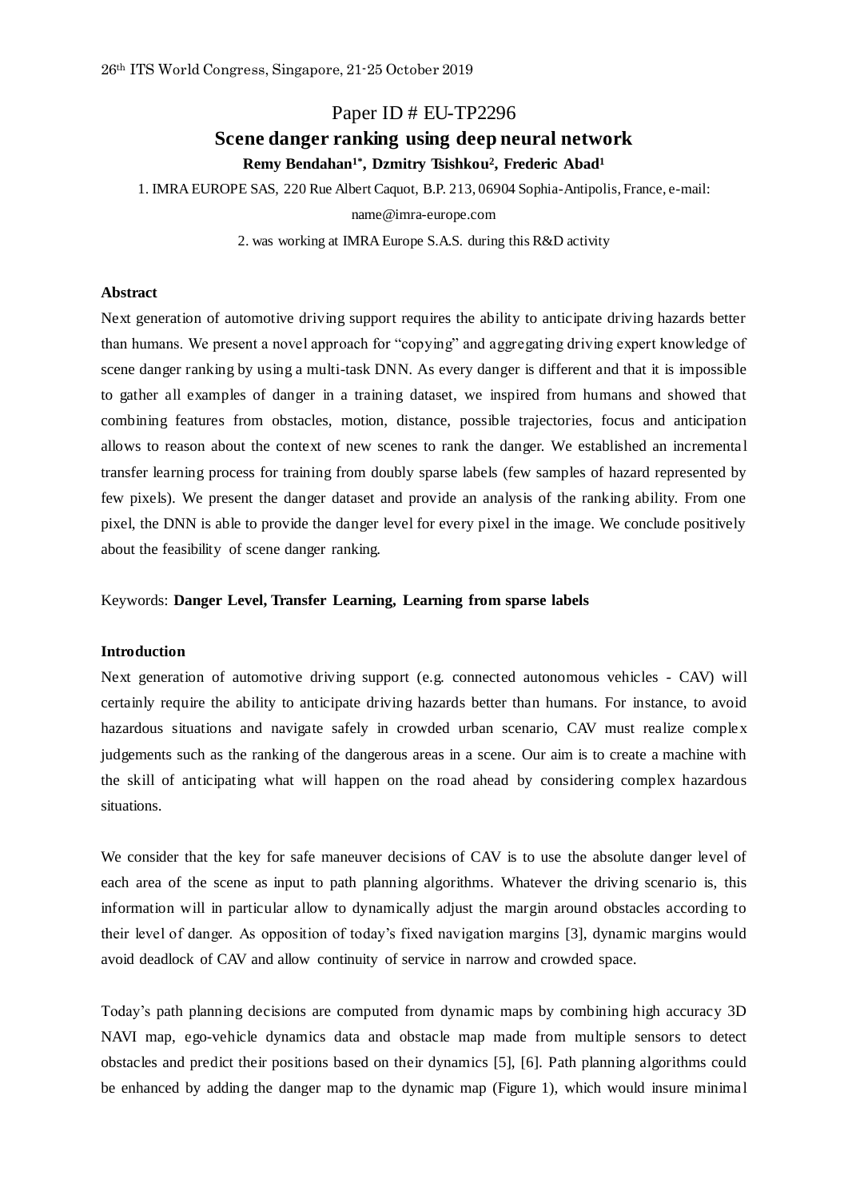26th ITS World Congress, Singapore, 21-25 October 2019

# Paper ID # EU-TP2296

## Scene danger ranking using deep neural network

**Remy Bendahan[1*], Dzmitry Tsishkou[2], Frederic Abad[1]**

1. IMRA EUROPE SAS, 220 Rue Albert Caquot, B.P. 213, 06904 Sophia-Antipolis, France, e-mail: name@imra-europe.com

2. was working at IMRA Europe S.A.S. during this R&D activity

### Abstract

Next generation of automotive driving support requires the ability to anticipate driving hazards better than humans. We present a novel approach for "copying" and aggregating driving expert knowledge of scene danger ranking by using a multi-task DNN. As every danger is different and that it is impossible to gather all examples of danger in a training dataset, we inspired from humans and showed that combining features from obstacles, motion, distance, possible trajectories, focus and anticipation allows to reason about the context of new scenes to rank the danger. We established an incremental transfer learning process for training from doubly sparse labels (few samples of hazard represented by few pixels). We present the danger dataset and provide an analysis of the ranking ability. From one pixel, the DNN is able to provide the danger level for every pixel in the image. We conclude positively about the feasibility of scene danger ranking.

Keywords: **Danger Level, Transfer Learning, Learning from sparse labels**

### Introduction

Next generation of automotive driving support (e.g. connected autonomous vehicles - CAV) will certainly require the ability to anticipate driving hazards better than humans. For instance, to avoid hazardous situations and navigate safely in crowded urban scenario, CAV must realize complex judgements such as the ranking of the dangerous areas in a scene. Our aim is to create a machine with the skill of anticipating what will happen on the road ahead by considering complex hazardous situations.

We consider that the key for safe maneuver decisions of CAV is to use the absolute danger level of each area of the scene as input to path planning algorithms. Whatever the driving scenario is, this information will in particular allow to dynamically adjust the margin around obstacles according to their level of danger. As opposition of today's fixed navigation margins [3], dynamic margins would avoid deadlock of CAV and allow continuity of service in narrow and crowded space.

Today's path planning decisions are computed from dynamic maps by combining high accuracy 3D NAVI map, ego-vehicle dynamics data and obstacle map made from multiple sensors to detect obstacles and predict their positions based on their dynamics [5], [6]. Path planning algorithms could be enhanced by adding the danger map to the dynamic map (Figure 1), which would insure minimal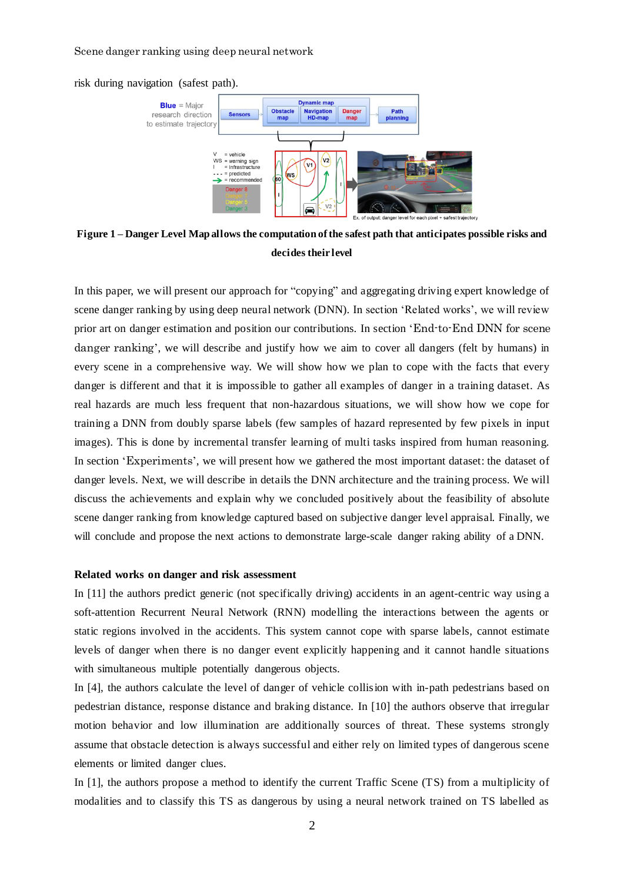risk during navigation (safest path).

**Figure 1 – Danger Level Map allows the computation of the safest path that anticipates possible risks and decides their level**

In this paper, we will present our approach for "copying" and aggregating driving expert knowledge of scene danger ranking by using deep neural network (DNN). In section 'Related works', we will review prior art on danger estimation and position our contributions. In section 'End-to-End DNN for scene danger ranking', we will describe and justify how we aim to cover all dangers (felt by humans) in every scene in a comprehensive way. We will show how we plan to cope with the facts that every danger is different and that it is impossible to gather all examples of danger in a training dataset. As real hazards are much less frequent that non-hazardous situations, we will show how we cope for training a DNN from doubly sparse labels (few samples of hazard represented by few pixels in input images). This is done by incremental transfer learning of multi tasks inspired from human reasoning. In section 'Experiments', we will present how we gathered the most important dataset: the dataset of danger levels. Next, we will describe in details the DNN architecture and the training process. We will discuss the achievements and explain why we concluded positively about the feasibility of absolute scene danger ranking from knowledge captured based on subjective danger level appraisal. Finally, we will conclude and propose the next actions to demonstrate large-scale danger raking ability of a DNN.

**Related works on danger and risk assessment**

In [11] the authors predict generic (not specifically driving) accidents in an agent-centric way using a soft-attention Recurrent Neural Network (RNN) modelling the interactions between the agents or static regions involved in the accidents. This system cannot cope with sparse labels, cannot estimate levels of danger when there is no danger event explicitly happening and it cannot handle situations with simultaneous multiple potentially dangerous objects.

In [4], the authors calculate the level of danger of vehicle collision with in-path pedestrians based on pedestrian distance, response distance and braking distance. In [10] the authors observe that irregular motion behavior and low illumination are additionally sources of threat. These systems strongly assume that obstacle detection is always successful and either rely on limited types of dangerous scene elements or limited danger clues.

In [1], the authors propose a method to identify the current Traffic Scene (TS) from a multiplicity of modalities and to classify this TS as dangerous by using a neural network trained on TS labelled as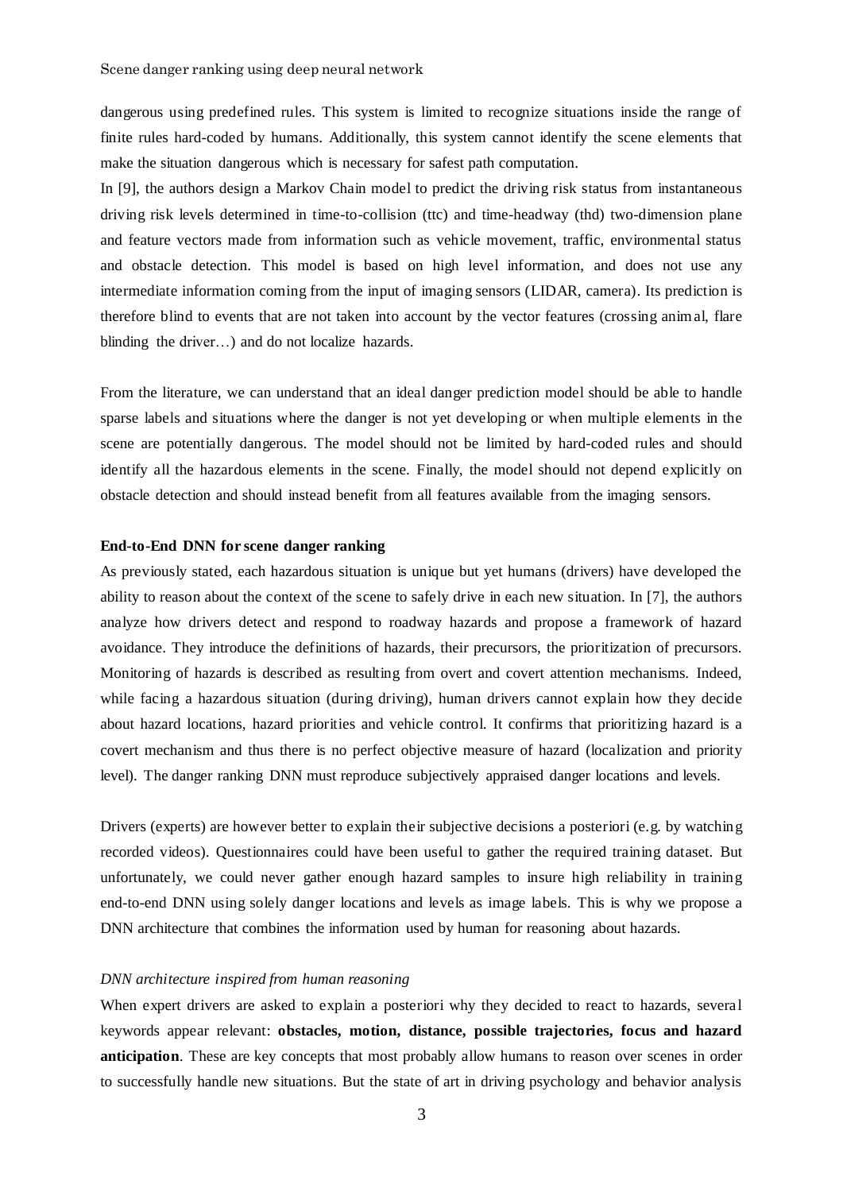dangerous using predefined rules. This system is limited to recognize situations inside the range of finite rules hard-coded by humans. Additionally, this system cannot identify the scene elements that make the situation dangerous which is necessary for safest path computation.

In [9], the authors design a Markov Chain model to predict the driving risk status from instantaneous driving risk levels determined in time-to-collision (ttc) and time-headway (thd) two-dimension plane and feature vectors made from information such as vehicle movement, traffic, environmental status and obstacle detection. This model is based on high level information, and does not use any intermediate information coming from the input of imaging sensors (LIDAR, camera). Its prediction is therefore blind to events that are not taken into account by the vector features (crossing animal, flare blinding the driver…) and do not localize hazards.

From the literature, we can understand that an ideal danger prediction model should be able to handle sparse labels and situations where the danger is not yet developing or when multiple elements in the scene are potentially dangerous. The model should not be limited by hard-coded rules and should identify all the hazardous elements in the scene. Finally, the model should not depend explicitly on obstacle detection and should instead benefit from all features available from the imaging sensors.

**End-to-End DNN for scene danger ranking**

As previously stated, each hazardous situation is unique but yet humans (drivers) have developed the ability to reason about the context of the scene to safely drive in each new situation. In [7], the authors analyze how drivers detect and respond to roadway hazards and propose a framework of hazard avoidance. They introduce the definitions of hazards, their precursors, the prioritization of precursors. Monitoring of hazards is described as resulting from overt and covert attention mechanisms. Indeed, while facing a hazardous situation (during driving), human drivers cannot explain how they decide about hazard locations, hazard priorities and vehicle control. It confirms that prioritizing hazard is a covert mechanism and thus there is no perfect objective measure of hazard (localization and priority level). The danger ranking DNN must reproduce subjectively appraised danger locations and levels.

Drivers (experts) are however better to explain their subjective decisions a posteriori (e.g. by watching recorded videos). Questionnaires could have been useful to gather the required training dataset. But unfortunately, we could never gather enough hazard samples to insure high reliability in training end-to-end DNN using solely danger locations and levels as image labels. This is why we propose a DNN architecture that combines the information used by human for reasoning about hazards.

*DNN architecture inspired from human reasoning*

When expert drivers are asked to explain a posteriori why they decided to react to hazards, several keywords appear relevant: **obstacles, motion, distance, possible trajectories, focus and hazard anticipation**. These are key concepts that most probably allow humans to reason over scenes in order to successfully handle new situations. But the state of art in driving psychology and behavior analysis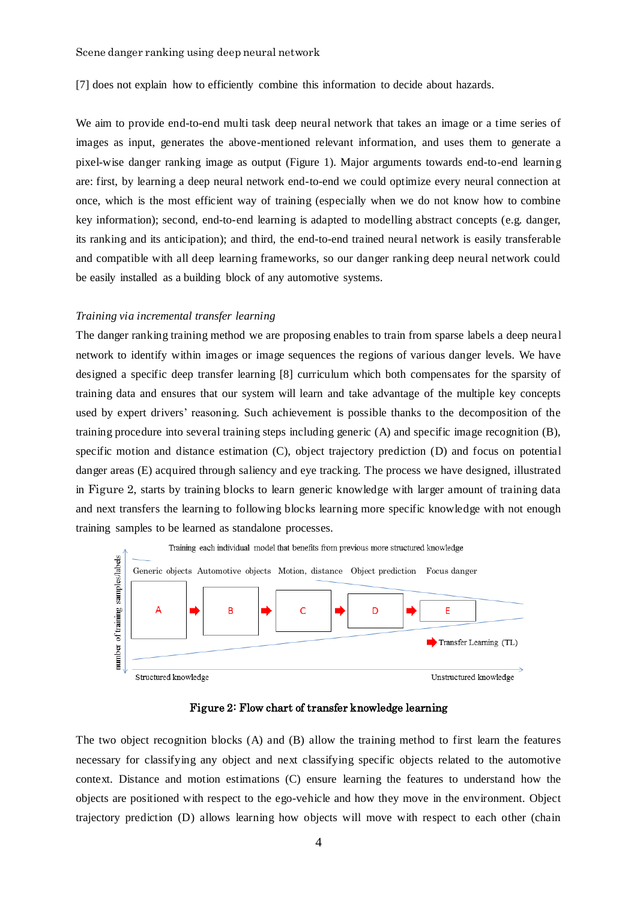[7] does not explain how to efficiently combine this information to decide about hazards.

We aim to provide end-to-end multi task deep neural network that takes an image or a time series of images as input, generates the above-mentioned relevant information, and uses them to generate a pixel-wise danger ranking image as output (Figure 1). Major arguments towards end-to-end learning are: first, by learning a deep neural network end-to-end we could optimize every neural connection at once, which is the most efficient way of training (especially when we do not know how to combine key information); second, end-to-end learning is adapted to modelling abstract concepts (e.g. danger, its ranking and its anticipation); and third, the end-to-end trained neural network is easily transferable and compatible with all deep learning frameworks, so our danger ranking deep neural network could be easily installed as a building block of any automotive systems.

*Training via incremental transfer learning*

The danger ranking training method we are proposing enables to train from sparse labels a deep neural network to identify within images or image sequences the regions of various danger levels. We have designed a specific deep transfer learning [8] curriculum which both compensates for the sparsity of training data and ensures that our system will learn and take advantage of the multiple key concepts used by expert drivers' reasoning. Such achievement is possible thanks to the decomposition of the training procedure into several training steps including generic (A) and specific image recognition (B), specific motion and distance estimation (C), object trajectory prediction (D) and focus on potential danger areas (E) acquired through saliency and eye tracking. The process we have designed, illustrated in Figure 2, starts by training blocks to learn generic knowledge with larger amount of training data and next transfers the learning to following blocks learning more specific knowledge with not enough training samples to be learned as standalone processes.

Training each individual model that benefits from previous more structured knowledge

Generic objects → A; Automotive objects → B; Motion, distance → C; Object prediction → D; Focus danger → E

A ➡ B ➡ C ➡ D ➡ E (➡ Transfer Learning (TL))

Vertical axis: number of training samples/labels. Horizontal axis: Structured knowledge → Unstructured knowledge

Figure 2: Flow chart of transfer knowledge learning

The two object recognition blocks (A) and (B) allow the training method to first learn the features necessary for classifying any object and next classifying specific objects related to the automotive context. Distance and motion estimations (C) ensure learning the features to understand how the objects are positioned with respect to the ego-vehicle and how they move in the environment. Object trajectory prediction (D) allows learning how objects will move with respect to each other (chain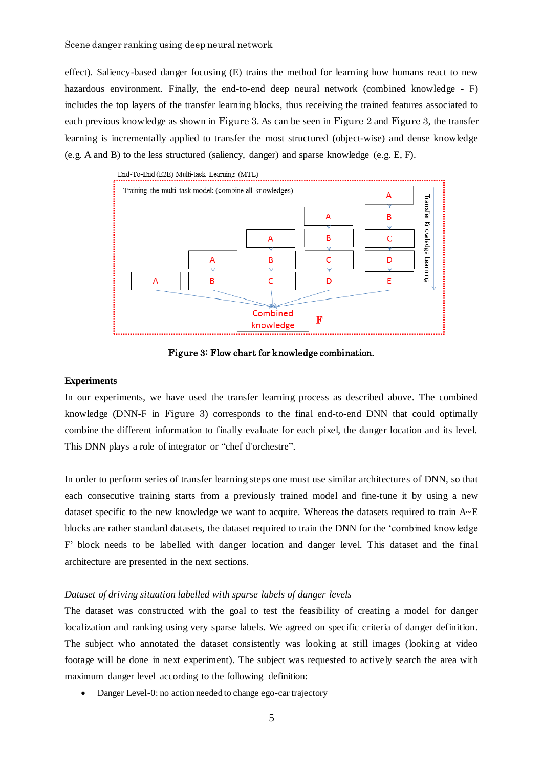effect). Saliency-based danger focusing (E) trains the method for learning how humans react to new hazardous environment. Finally, the end-to-end deep neural network (combined knowledge - F) includes the top layers of the transfer learning blocks, thus receiving the trained features associated to each previous knowledge as shown in Figure 3. As can be seen in Figure 2 and Figure 3, the transfer learning is incrementally applied to transfer the most structured (object-wise) and dense knowledge (e.g. A and B) to the less structured (saliency, danger) and sparse knowledge (e.g. E, F).

Figure 3: Flow chart for knowledge combination.

## Experiments

In our experiments, we have used the transfer learning process as described above. The combined knowledge (DNN-F in Figure 3) corresponds to the final end-to-end DNN that could optimally combine the different information to finally evaluate for each pixel, the danger location and its level. This DNN plays a role of integrator or "chef d'orchestre".

In order to perform series of transfer learning steps one must use similar architectures of DNN, so that each consecutive training starts from a previously trained model and fine-tune it by using a new dataset specific to the new knowledge we want to acquire. Whereas the datasets required to train A~E blocks are rather standard datasets, the dataset required to train the DNN for the 'combined knowledge F' block needs to be labelled with danger location and danger level. This dataset and the final architecture are presented in the next sections.

### *Dataset of driving situation labelled with sparse labels of danger levels*

The dataset was constructed with the goal to test the feasibility of creating a model for danger localization and ranking using very sparse labels. We agreed on specific criteria of danger definition. The subject who annotated the dataset consistently was looking at still images (looking at video footage will be done in next experiment). The subject was requested to actively search the area with maximum danger level according to the following definition:

- Danger Level-0: no action needed to change ego-car trajectory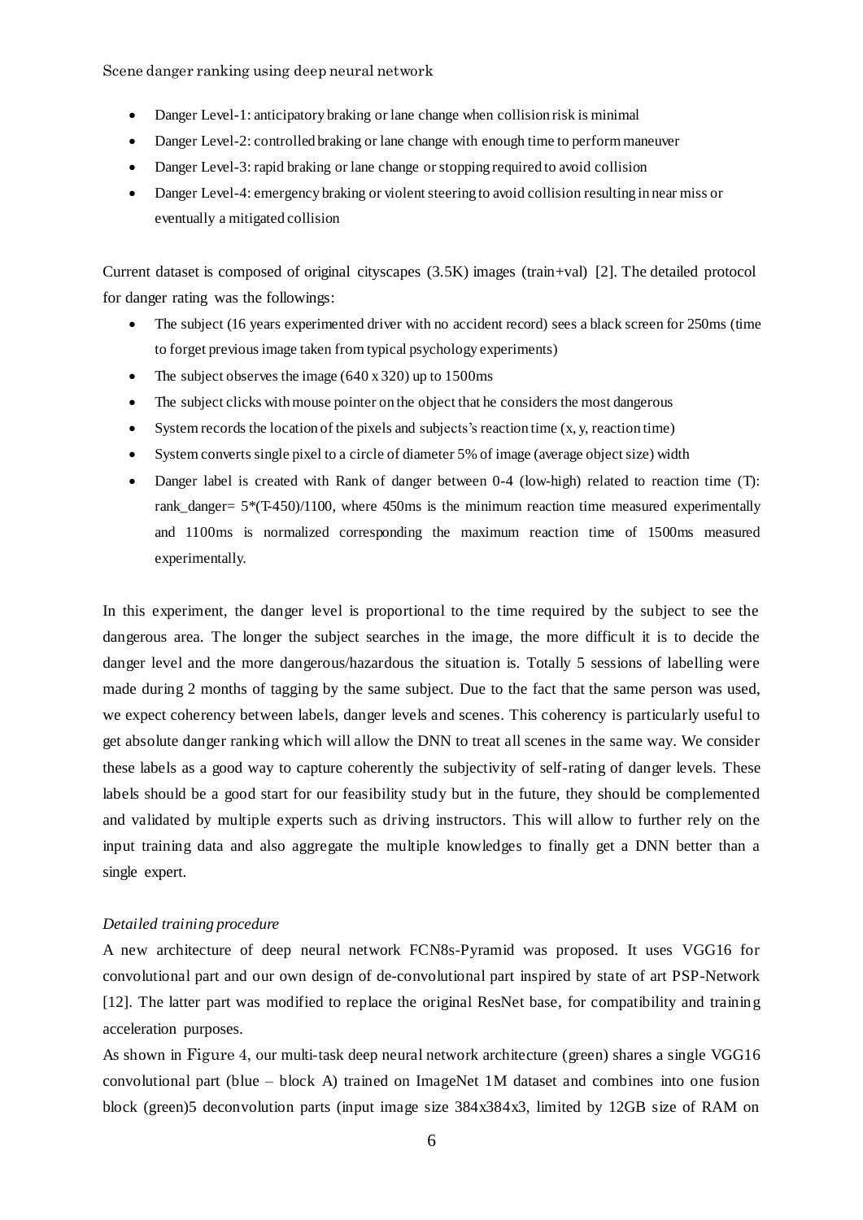- Danger Level-1: anticipatory braking or lane change when collision risk is minimal
- Danger Level-2: controlled braking or lane change with enough time to perform maneuver
- Danger Level-3: rapid braking or lane change or stopping required to avoid collision
- Danger Level-4: emergency braking or violent steering to avoid collision resulting in near miss or eventually a mitigated collision

Current dataset is composed of original cityscapes (3.5K) images (train+val) [2]. The detailed protocol for danger rating was the followings:

- The subject (16 years experimented driver with no accident record) sees a black screen for 250ms (time to forget previous image taken from typical psychology experiments)
- The subject observes the image (640 x 320) up to 1500ms
- The subject clicks with mouse pointer on the object that he considers the most dangerous
- System records the location of the pixels and subjects's reaction time (x, y, reaction time)
- System converts single pixel to a circle of diameter 5% of image (average object size) width
- Danger label is created with Rank of danger between 0-4 (low-high) related to reaction time (T): rank_danger= 5*(T-450)/1100, where 450ms is the minimum reaction time measured experimentally and 1100ms is normalized corresponding the maximum reaction time of 1500ms measured experimentally.

In this experiment, the danger level is proportional to the time required by the subject to see the dangerous area. The longer the subject searches in the image, the more difficult it is to decide the danger level and the more dangerous/hazardous the situation is. Totally 5 sessions of labelling were made during 2 months of tagging by the same subject. Due to the fact that the same person was used, we expect coherency between labels, danger levels and scenes. This coherency is particularly useful to get absolute danger ranking which will allow the DNN to treat all scenes in the same way. We consider these labels as a good way to capture coherently the subjectivity of self-rating of danger levels. These labels should be a good start for our feasibility study but in the future, they should be complemented and validated by multiple experts such as driving instructors. This will allow to further rely on the input training data and also aggregate the multiple knowledges to finally get a DNN better than a single expert.

*Detailed training procedure*

A new architecture of deep neural network FCN8s-Pyramid was proposed. It uses VGG16 for convolutional part and our own design of de-convolutional part inspired by state of art PSP-Network [12]. The latter part was modified to replace the original ResNet base, for compatibility and training acceleration purposes.

As shown in Figure 4, our multi-task deep neural network architecture (green) shares a single VGG16 convolutional part (blue – block A) trained on ImageNet 1M dataset and combines into one fusion block (green)5 deconvolution parts (input image size 384x384x3, limited by 12GB size of RAM on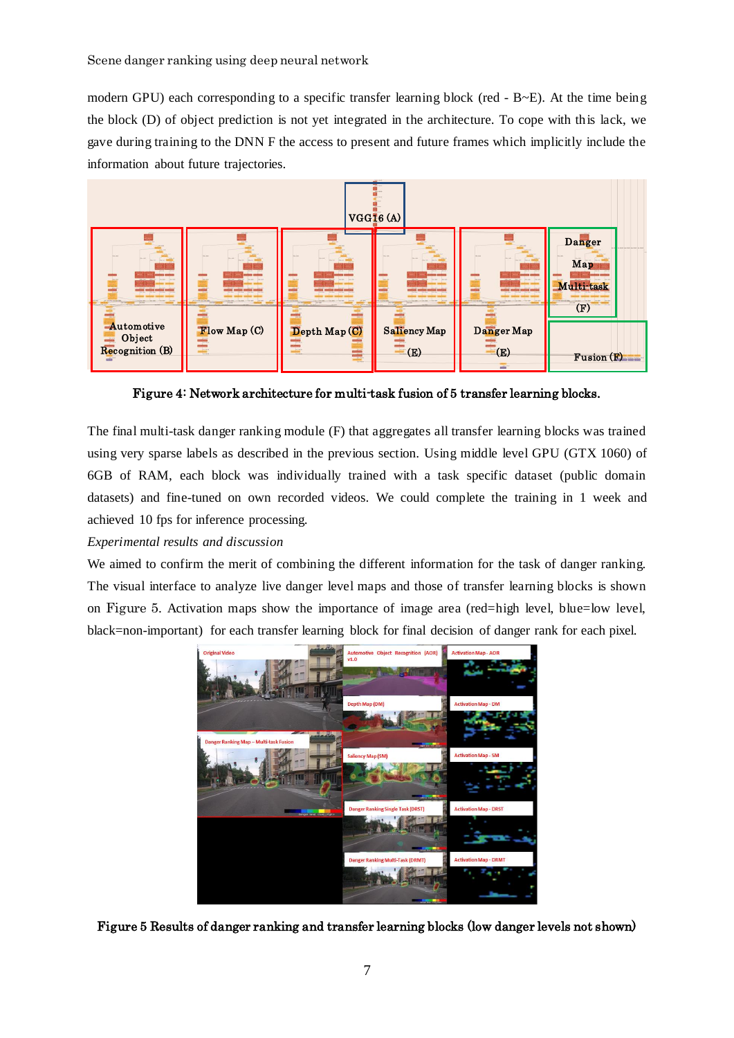modern GPU) each corresponding to a specific transfer learning block (red - B~E). At the time being the block (D) of object prediction is not yet integrated in the architecture. To cope with this lack, we gave during training to the DNN F the access to present and future frames which implicitly include the information about future trajectories.

**Figure 4: Network architecture for multi-task fusion of 5 transfer learning blocks.**

The final multi-task danger ranking module (F) that aggregates all transfer learning blocks was trained using very sparse labels as described in the previous section. Using middle level GPU (GTX 1060) of 6GB of RAM, each block was individually trained with a task specific dataset (public domain datasets) and fine-tuned on own recorded videos. We could complete the training in 1 week and achieved 10 fps for inference processing.

*Experimental results and discussion*

We aimed to confirm the merit of combining the different information for the task of danger ranking. The visual interface to analyze live danger level maps and those of transfer learning blocks is shown on Figure 5. Activation maps show the importance of image area (red=high level, blue=low level, black=non-important) for each transfer learning block for final decision of danger rank for each pixel.

**Figure 5 Results of danger ranking and transfer learning blocks (low danger levels not shown)**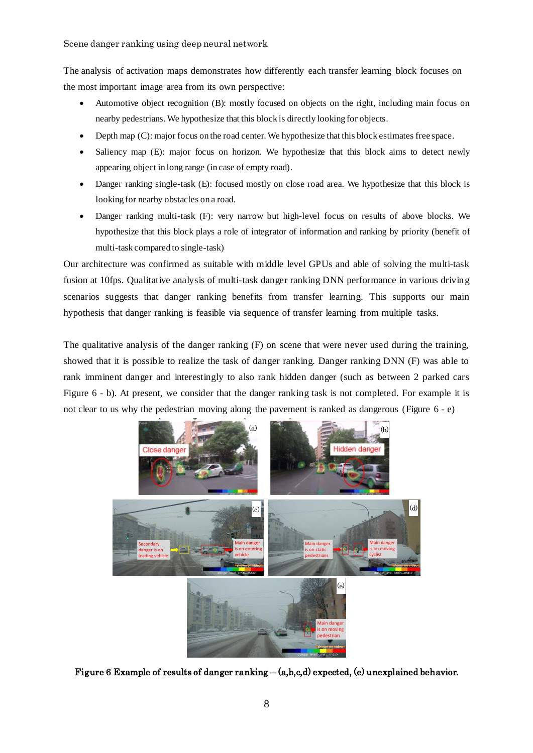The analysis of activation maps demonstrates how differently each transfer learning block focuses on the most important image area from its own perspective:

- Automotive object recognition (B): mostly focused on objects on the right, including main focus on nearby pedestrians. We hypothesize that this block is directly looking for objects.
- Depth map (C): major focus on the road center. We hypothesize that this block estimates free space.
- Saliency map (E): major focus on horizon. We hypothesize that this block aims to detect newly appearing object in long range (in case of empty road).
- Danger ranking single-task (E): focused mostly on close road area. We hypothesize that this block is looking for nearby obstacles on a road.
- Danger ranking multi-task (F): very narrow but high-level focus on results of above blocks. We hypothesize that this block plays a role of integrator of information and ranking by priority (benefit of multi-task compared to single-task)

Our architecture was confirmed as suitable with middle level GPUs and able of solving the multi-task fusion at 10fps. Qualitative analysis of multi-task danger ranking DNN performance in various driving scenarios suggests that danger ranking benefits from transfer learning. This supports our main hypothesis that danger ranking is feasible via sequence of transfer learning from multiple tasks.

The qualitative analysis of the danger ranking (F) on scene that were never used during the training, showed that it is possible to realize the task of danger ranking. Danger ranking DNN (F) was able to rank imminent danger and interestingly to also rank hidden danger (such as between 2 parked cars Figure 6 - b). At present, we consider that the danger ranking task is not completed. For example it is not clear to us why the pedestrian moving along the pavement is ranked as dangerous (Figure 6 - e)

**Figure 6 Example of results of danger ranking – (a,b,c,d) expected, (e) unexplained behavior.**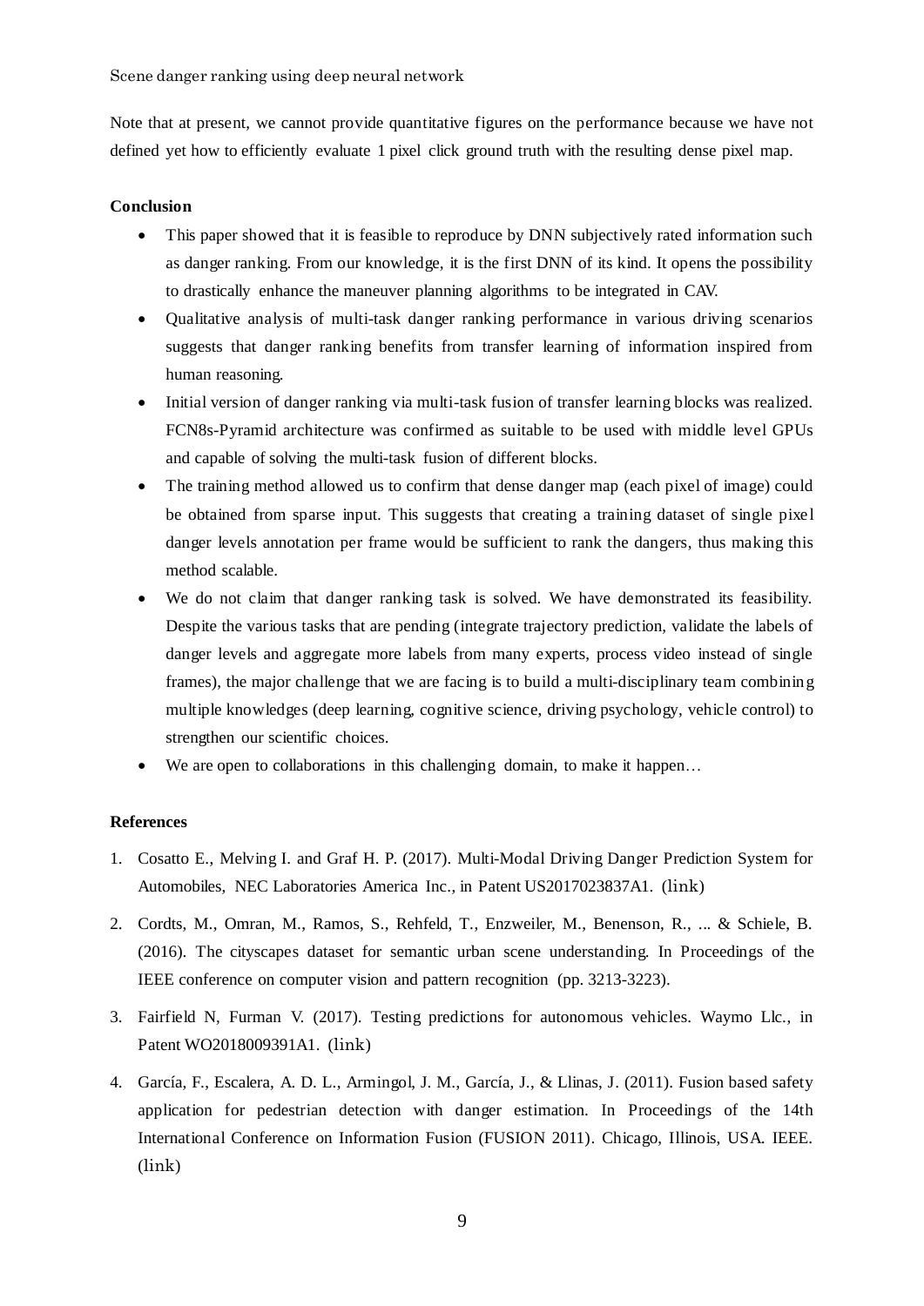Note that at present, we cannot provide quantitative figures on the performance because we have not defined yet how to efficiently evaluate 1 pixel click ground truth with the resulting dense pixel map.

**Conclusion**

- This paper showed that it is feasible to reproduce by DNN subjectively rated information such as danger ranking. From our knowledge, it is the first DNN of its kind. It opens the possibility to drastically enhance the maneuver planning algorithms to be integrated in CAV.
- Qualitative analysis of multi-task danger ranking performance in various driving scenarios suggests that danger ranking benefits from transfer learning of information inspired from human reasoning.
- Initial version of danger ranking via multi-task fusion of transfer learning blocks was realized. FCN8s-Pyramid architecture was confirmed as suitable to be used with middle level GPUs and capable of solving the multi-task fusion of different blocks.
- The training method allowed us to confirm that dense danger map (each pixel of image) could be obtained from sparse input. This suggests that creating a training dataset of single pixel danger levels annotation per frame would be sufficient to rank the dangers, thus making this method scalable.
- We do not claim that danger ranking task is solved. We have demonstrated its feasibility. Despite the various tasks that are pending (integrate trajectory prediction, validate the labels of danger levels and aggregate more labels from many experts, process video instead of single frames), the major challenge that we are facing is to build a multi-disciplinary team combining multiple knowledges (deep learning, cognitive science, driving psychology, vehicle control) to strengthen our scientific choices.
- We are open to collaborations in this challenging domain, to make it happen…

**References**

1. Cosatto E., Melving I. and Graf H. P. (2017). Multi-Modal Driving Danger Prediction System for Automobiles, NEC Laboratories America Inc., in Patent US2017023837A1. (link)
2. Cordts, M., Omran, M., Ramos, S., Rehfeld, T., Enzweiler, M., Benenson, R., ... & Schiele, B. (2016). The cityscapes dataset for semantic urban scene understanding. In Proceedings of the IEEE conference on computer vision and pattern recognition (pp. 3213-3223).
3. Fairfield N, Furman V. (2017). Testing predictions for autonomous vehicles. Waymo Llc., in Patent WO2018009391A1. (link)
4. García, F., Escalera, A. D. L., Armingol, J. M., García, J., & Llinas, J. (2011). Fusion based safety application for pedestrian detection with danger estimation. In Proceedings of the 14th International Conference on Information Fusion (FUSION 2011). Chicago, Illinois, USA. IEEE. (link)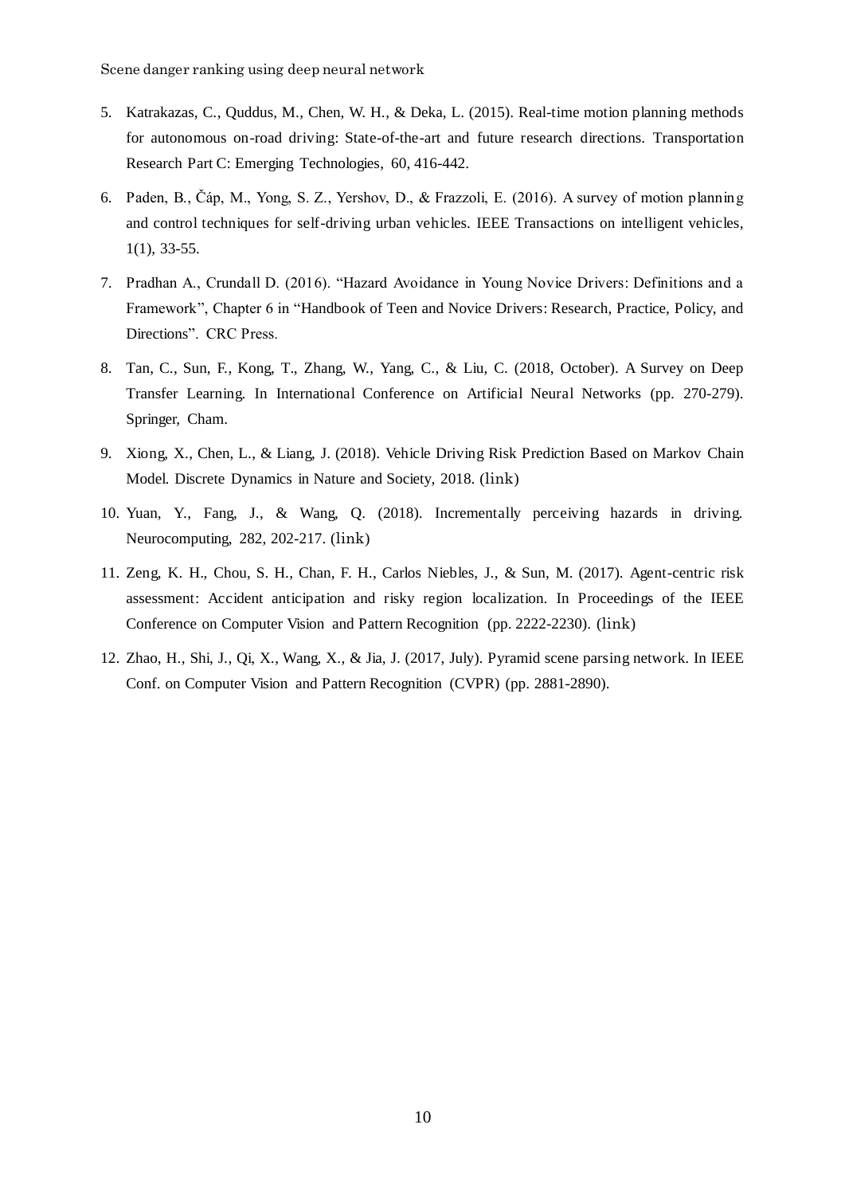5. Katrakazas, C., Quddus, M., Chen, W. H., & Deka, L. (2015). Real-time motion planning methods for autonomous on-road driving: State-of-the-art and future research directions. Transportation Research Part C: Emerging Technologies, 60, 416-442.

6. Paden, B., Čáp, M., Yong, S. Z., Yershov, D., & Frazzoli, E. (2016). A survey of motion planning and control techniques for self-driving urban vehicles. IEEE Transactions on intelligent vehicles, 1(1), 33-55.

7. Pradhan A., Crundall D. (2016). "Hazard Avoidance in Young Novice Drivers: Definitions and a Framework", Chapter 6 in "Handbook of Teen and Novice Drivers: Research, Practice, Policy, and Directions". CRC Press.

8. Tan, C., Sun, F., Kong, T., Zhang, W., Yang, C., & Liu, C. (2018, October). A Survey on Deep Transfer Learning. In International Conference on Artificial Neural Networks (pp. 270-279). Springer, Cham.

9. Xiong, X., Chen, L., & Liang, J. (2018). Vehicle Driving Risk Prediction Based on Markov Chain Model. Discrete Dynamics in Nature and Society, 2018. (link)

10. Yuan, Y., Fang, J., & Wang, Q. (2018). Incrementally perceiving hazards in driving. Neurocomputing, 282, 202-217. (link)

11. Zeng, K. H., Chou, S. H., Chan, F. H., Carlos Niebles, J., & Sun, M. (2017). Agent-centric risk assessment: Accident anticipation and risky region localization. In Proceedings of the IEEE Conference on Computer Vision and Pattern Recognition (pp. 2222-2230). (link)

12. Zhao, H., Shi, J., Qi, X., Wang, X., & Jia, J. (2017, July). Pyramid scene parsing network. In IEEE Conf. on Computer Vision and Pattern Recognition (CVPR) (pp. 2881-2890).